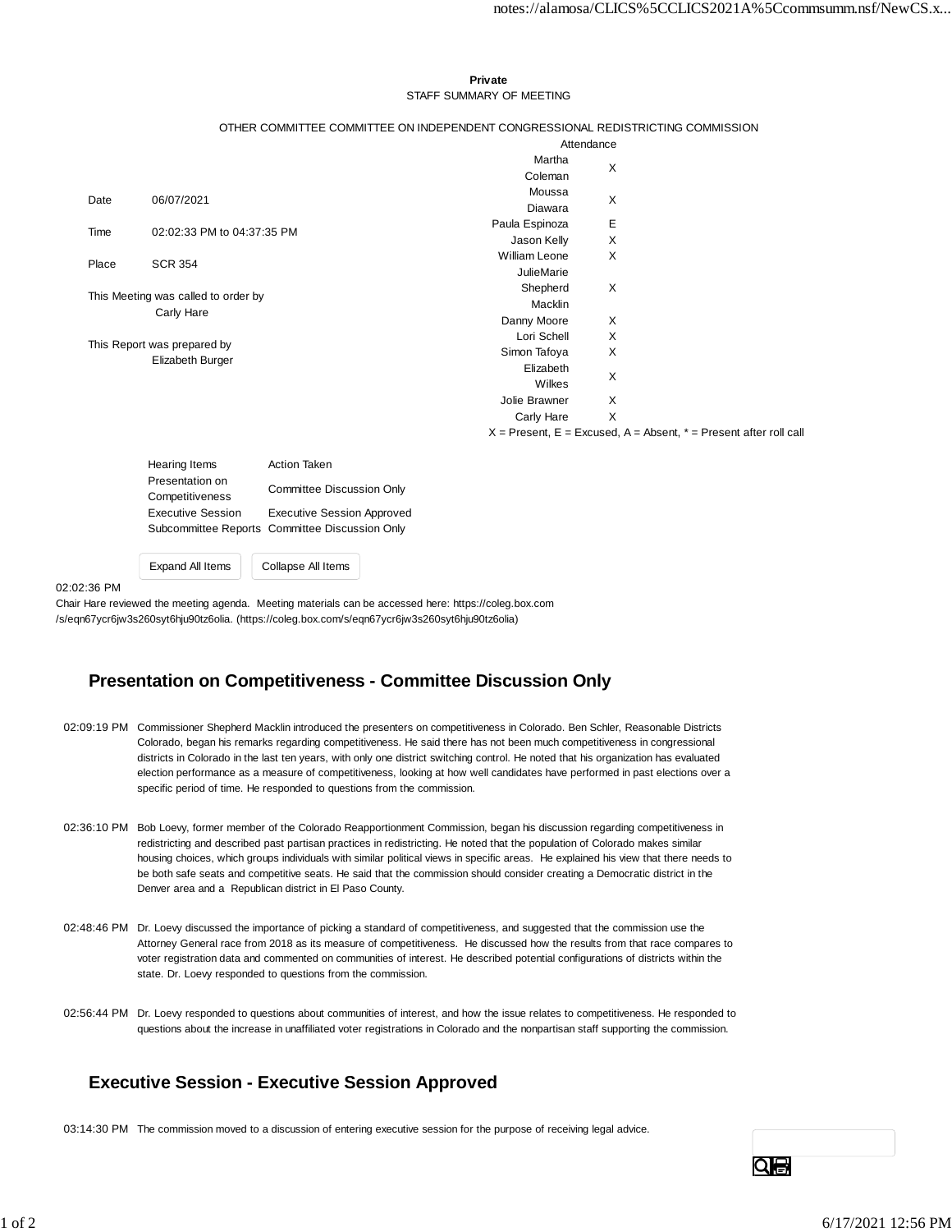**Private**

STAFF SUMMARY OF MEETING

OTHER COMMITTEE COMMITTEE ON INDEPENDENT CONGRESSIONAL REDISTRICTING COMMISSION

| | |
|---|---|
| Date | 06/07/2021 |
| Time | 02:02:33 PM to 04:37:35 PM |
| Place | SCR 354 |

This Meeting was called to order by
Carly Hare

This Report was prepared by
Elizabeth Burger

| Attendance | |
|---|---|
| Martha Coleman | X |
| Moussa Diawara | X |
| Paula Espinoza | E |
| Jason Kelly | X |
| William Leone | X |
| JulieMarie Shepherd Macklin | X |
| Danny Moore | X |
| Lori Schell | X |
| Simon Tafoya | X |
| Elizabeth Wilkes | X |
| Jolie Brawner | X |
| Carly Hare | X |

X = Present, E = Excused, A = Absent, * = Present after roll call

| Hearing Items | Action Taken |
|---|---|
| Presentation on Competitiveness | Committee Discussion Only |
| Executive Session | Executive Session Approved |
| Subcommittee Reports | Committee Discussion Only |

02:02:36 PM
Chair Hare reviewed the meeting agenda. Meeting materials can be accessed here: https://coleg.box.com/s/eqn67ycr6jw3s260syt6hju90tz6olia. (https://coleg.box.com/s/eqn67ycr6jw3s260syt6hju90tz6olia)

## Presentation on Competitiveness - Committee Discussion Only

02:09:19 PM Commissioner Shepherd Macklin introduced the presenters on competitiveness in Colorado. Ben Schler, Reasonable Districts Colorado, began his remarks regarding competitiveness. He said there has not been much competitiveness in congressional districts in Colorado in the last ten years, with only one district switching control. He noted that his organization has evaluated election performance as a measure of competitiveness, looking at how well candidates have performed in past elections over a specific period of time. He responded to questions from the commission.

02:36:10 PM Bob Loevy, former member of the Colorado Reapportionment Commission, began his discussion regarding competitiveness in redistricting and described past partisan practices in redistricting. He noted that the population of Colorado makes similar housing choices, which groups individuals with similar political views in specific areas. He explained his view that there needs to be both safe seats and competitive seats. He said that the commission should consider creating a Democratic district in the Denver area and a Republican district in El Paso County.

02:48:46 PM Dr. Loevy discussed the importance of picking a standard of competitiveness, and suggested that the commission use the Attorney General race from 2018 as its measure of competitiveness. He discussed how the results from that race compares to voter registration data and commented on communities of interest. He described potential configurations of districts within the state. Dr. Loevy responded to questions from the commission.

02:56:44 PM Dr. Loevy responded to questions about communities of interest, and how the issue relates to competitiveness. He responded to questions about the increase in unaffiliated voter registrations in Colorado and the nonpartisan staff supporting the commission.

## Executive Session - Executive Session Approved

03:14:30 PM The commission moved to a discussion of entering executive session for the purpose of receiving legal advice.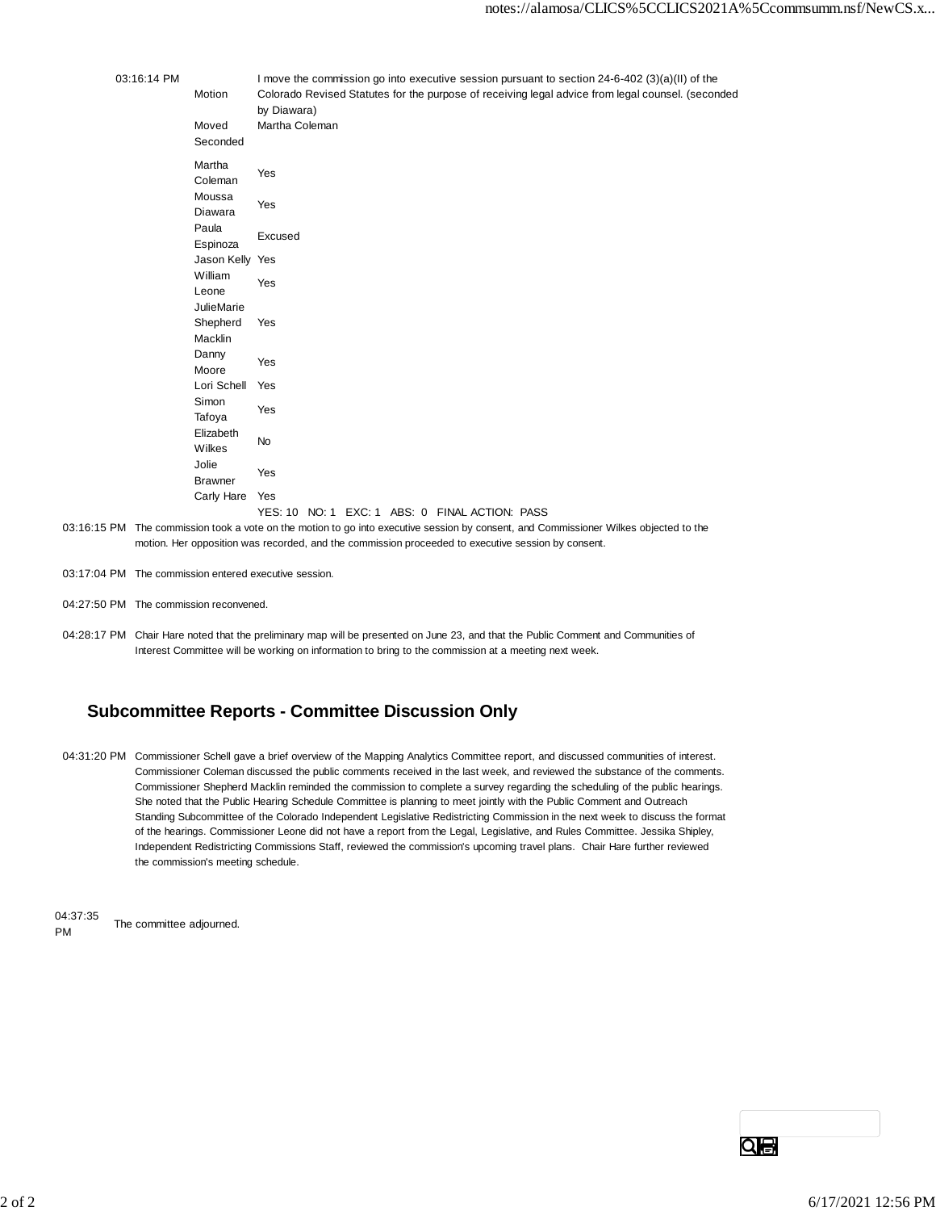| | | |
|---|---|---|
| 03:16:14 PM | Motion | I move the commission go into executive session pursuant to section 24-6-402 (3)(a)(II) of the Colorado Revised Statutes for the purpose of receiving legal advice from legal counsel. (seconded by Diawara) |
| | Moved | Martha Coleman |
| | Seconded | |
| | Martha Coleman | Yes |
| | Moussa Diawara | Yes |
| | Paula Espinoza | Excused |
| | Jason Kelly | Yes |
| | William Leone | Yes |
| | JulieMarie Shepherd Macklin | Yes |
| | Danny Moore | Yes |
| | Lori Schell | Yes |
| | Simon Tafoya | Yes |
| | Elizabeth Wilkes | No |
| | Jolie Brawner | Yes |
| | Carly Hare | Yes |
| | | YES: 10 NO: 1 EXC: 1 ABS: 0 FINAL ACTION: PASS |

03:16:15 PM The commission took a vote on the motion to go into executive session by consent, and Commissioner Wilkes objected to the motion. Her opposition was recorded, and the commission proceeded to executive session by consent.

03:17:04 PM The commission entered executive session.

04:27:50 PM The commission reconvened.

04:28:17 PM Chair Hare noted that the preliminary map will be presented on June 23, and that the Public Comment and Communities of Interest Committee will be working on information to bring to the commission at a meeting next week.

## Subcommittee Reports - Committee Discussion Only

04:31:20 PM Commissioner Schell gave a brief overview of the Mapping Analytics Committee report, and discussed communities of interest. Commissioner Coleman discussed the public comments received in the last week, and reviewed the substance of the comments. Commissioner Shepherd Macklin reminded the commission to complete a survey regarding the scheduling of the public hearings. She noted that the Public Hearing Schedule Committee is planning to meet jointly with the Public Comment and Outreach Standing Subcommittee of the Colorado Independent Legislative Redistricting Commission in the next week to discuss the format of the hearings. Commissioner Leone did not have a report from the Legal, Legislative, and Rules Committee. Jessika Shipley, Independent Redistricting Commissions Staff, reviewed the commission's upcoming travel plans. Chair Hare further reviewed the commission's meeting schedule.

04:37:35 PM The committee adjourned.